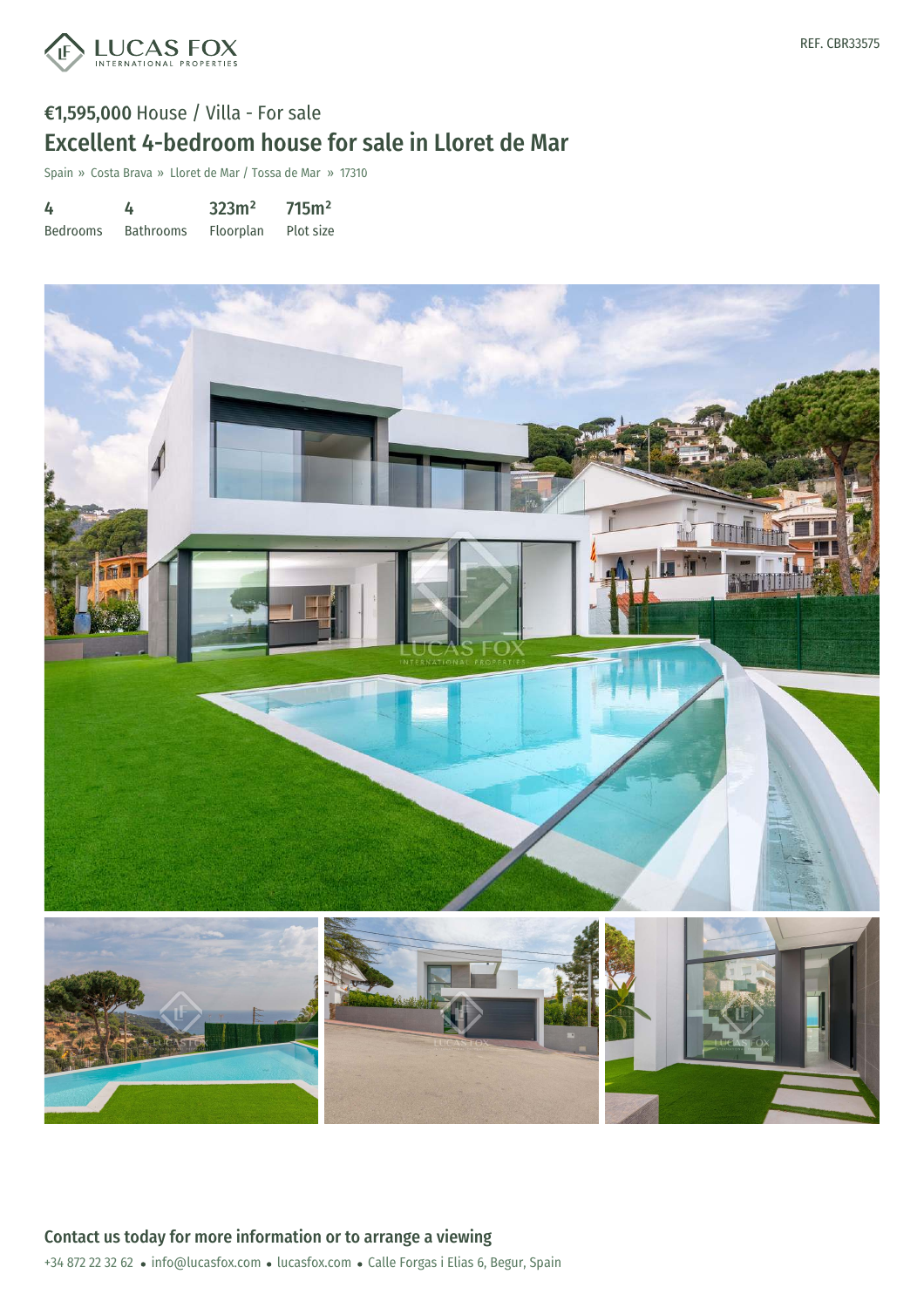REF. CBR33575

€1,595,000 House / Villa - For sale

# Excellent 4-bedroom house for sale in Lloret de Mar

Spain » Costa Brava » Lloret de Mar / Tossa de Mar » 17310

| 4 | 4 | 323m² | 715m² |
|---|---|---|---|
| Bedrooms | Bathrooms | Floorplan | Plot size |

## Contact us today for more information or to arrange a viewing

+34 872 22 32 62 • info@lucasfox.com • lucasfox.com • Calle Forgas i Elias 6, Begur, Spain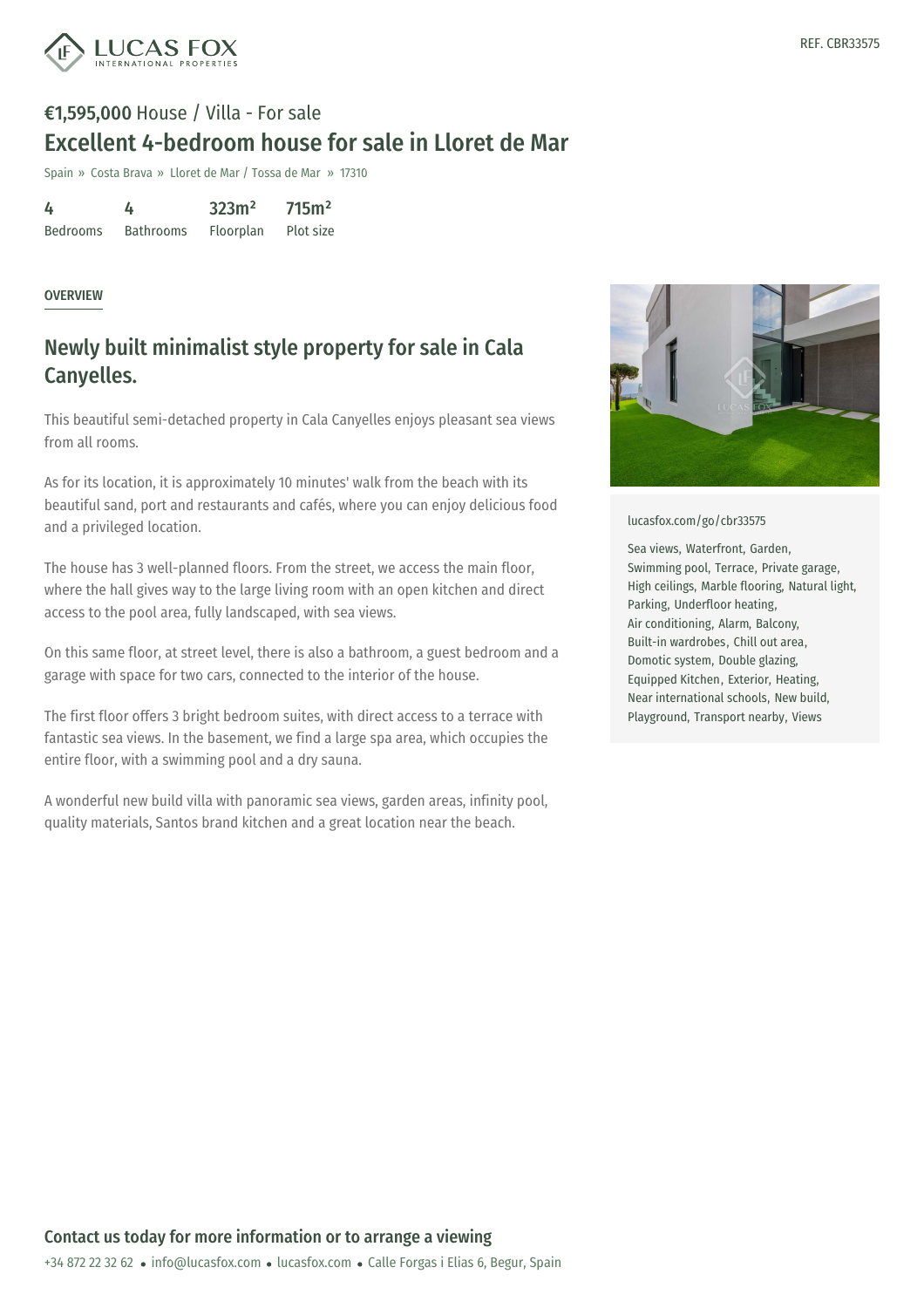REF. CBR33575

**€1,595,000** House / Villa - For sale

# Excellent 4-bedroom house for sale in Lloret de Mar

Spain » Costa Brava » Lloret de Mar / Tossa de Mar » 17310

| 4 | 4 | 323m² | 715m² |
|---|---|---|---|
| Bedrooms | Bathrooms | Floorplan | Plot size |

## OVERVIEW

## Newly built minimalist style property for sale in Cala Canyelles.

This beautiful semi-detached property in Cala Canyelles enjoys pleasant sea views from all rooms.

As for its location, it is approximately 10 minutes' walk from the beach with its beautiful sand, port and restaurants and cafés, where you can enjoy delicious food and a privileged location.

The house has 3 well-planned floors. From the street, we access the main floor, where the hall gives way to the large living room with an open kitchen and direct access to the pool area, fully landscaped, with sea views.

On this same floor, at street level, there is also a bathroom, a guest bedroom and a garage with space for two cars, connected to the interior of the house.

The first floor offers 3 bright bedroom suites, with direct access to a terrace with fantastic sea views. In the basement, we find a large spa area, which occupies the entire floor, with a swimming pool and a dry sauna.

A wonderful new build villa with panoramic sea views, garden areas, infinity pool, quality materials, Santos brand kitchen and a great location near the beach.

lucasfox.com/go/cbr33575

Sea views, Waterfront, Garden, Swimming pool, Terrace, Private garage, High ceilings, Marble flooring, Natural light, Parking, Underfloor heating, Air conditioning, Alarm, Balcony, Built-in wardrobes, Chill out area, Domotic system, Double glazing, Equipped Kitchen, Exterior, Heating, Near international schools, New build, Playground, Transport nearby, Views

**Contact us today for more information or to arrange a viewing**

+34 872 22 32 62 • info@lucasfox.com • lucasfox.com • Calle Forgas i Elias 6, Begur, Spain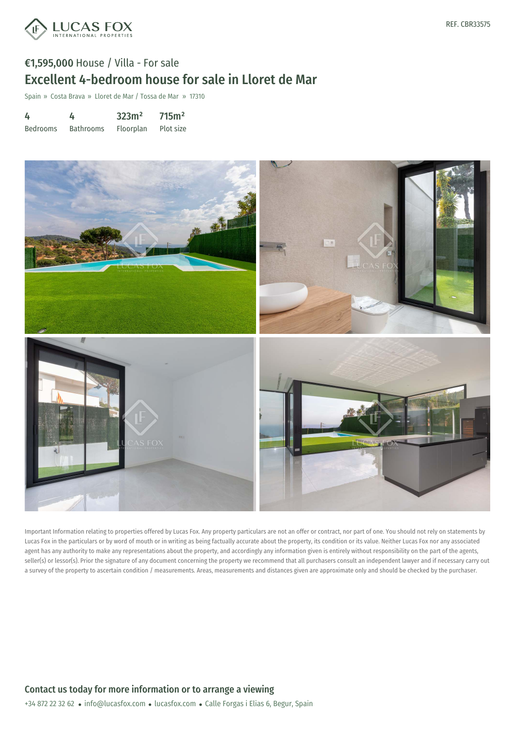REF. CBR33575

€1,595,000 House / Villa - For sale

# Excellent 4-bedroom house for sale in Lloret de Mar

Spain » Costa Brava » Lloret de Mar / Tossa de Mar » 17310

| 4 | 4 | 323m² | 715m² |
|---|---|---|---|
| Bedrooms | Bathrooms | Floorplan | Plot size |

Important Information relating to properties offered by Lucas Fox. Any property particulars are not an offer or contract, nor part of one. You should not rely on statements by Lucas Fox in the particulars or by word of mouth or in writing as being factually accurate about the property, its condition or its value. Neither Lucas Fox nor any associated agent has any authority to make any representations about the property, and accordingly any information given is entirely without responsibility on the part of the agents, seller(s) or lessor(s). Prior the signature of any document concerning the property we recommend that all purchasers consult an independent lawyer and if necessary carry out a survey of the property to ascertain condition / measurements. Areas, measurements and distances given are approximate only and should be checked by the purchaser.

## Contact us today for more information or to arrange a viewing

+34 872 22 32 62 • info@lucasfox.com • lucasfox.com • Calle Forgas i Elias 6, Begur, Spain